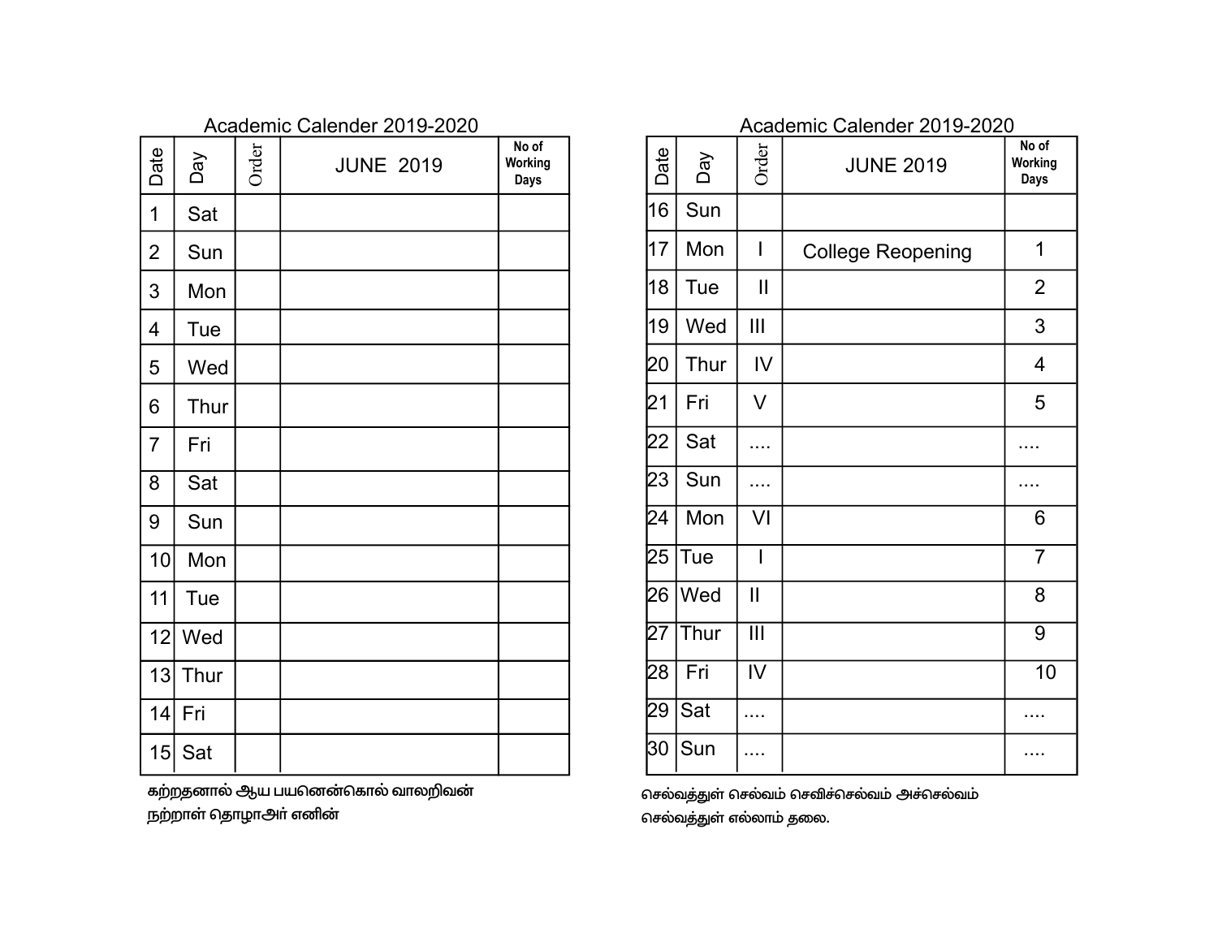## Academic Calender 2019-2020

| Date | Day | Order | JUNE 2019 | No of Working Days |
|---|---|---|---|---|
| 1 | Sat | | | |
| 2 | Sun | | | |
| 3 | Mon | | | |
| 4 | Tue | | | |
| 5 | Wed | | | |
| 6 | Thur | | | |
| 7 | Fri | | | |
| 8 | Sat | | | |
| 9 | Sun | | | |
| 10 | Mon | | | |
| 11 | Tue | | | |
| 12 | Wed | | | |
| 13 | Thur | | | |
| 14 | Fri | | | |
| 15 | Sat | | | |

கற்றதனால் ஆய பயனென்கொல் வாலறிவன்
நற்றாள் தொழாஅர் எனின்

## Academic Calender 2019-2020

| Date | Day | Order | JUNE 2019 | No of Working Days |
|---|---|---|---|---|
| 16 | Sun | | | |
| 17 | Mon | I | College Reopening | 1 |
| 18 | Tue | II | | 2 |
| 19 | Wed | III | | 3 |
| 20 | Thur | IV | | 4 |
| 21 | Fri | V | | 5 |
| 22 | Sat | .... | | .... |
| 23 | Sun | .... | | .... |
| 24 | Mon | VI | | 6 |
| 25 | Tue | I | | 7 |
| 26 | Wed | II | | 8 |
| 27 | Thur | III | | 9 |
| 28 | Fri | IV | | 10 |
| 29 | Sat | .... | | .... |
| 30 | Sun | .... | | .... |

செல்வத்துள் செல்வம் செவிச்செல்வம் அச்செல்வம்
செல்வத்துள் எல்லாம் தலை.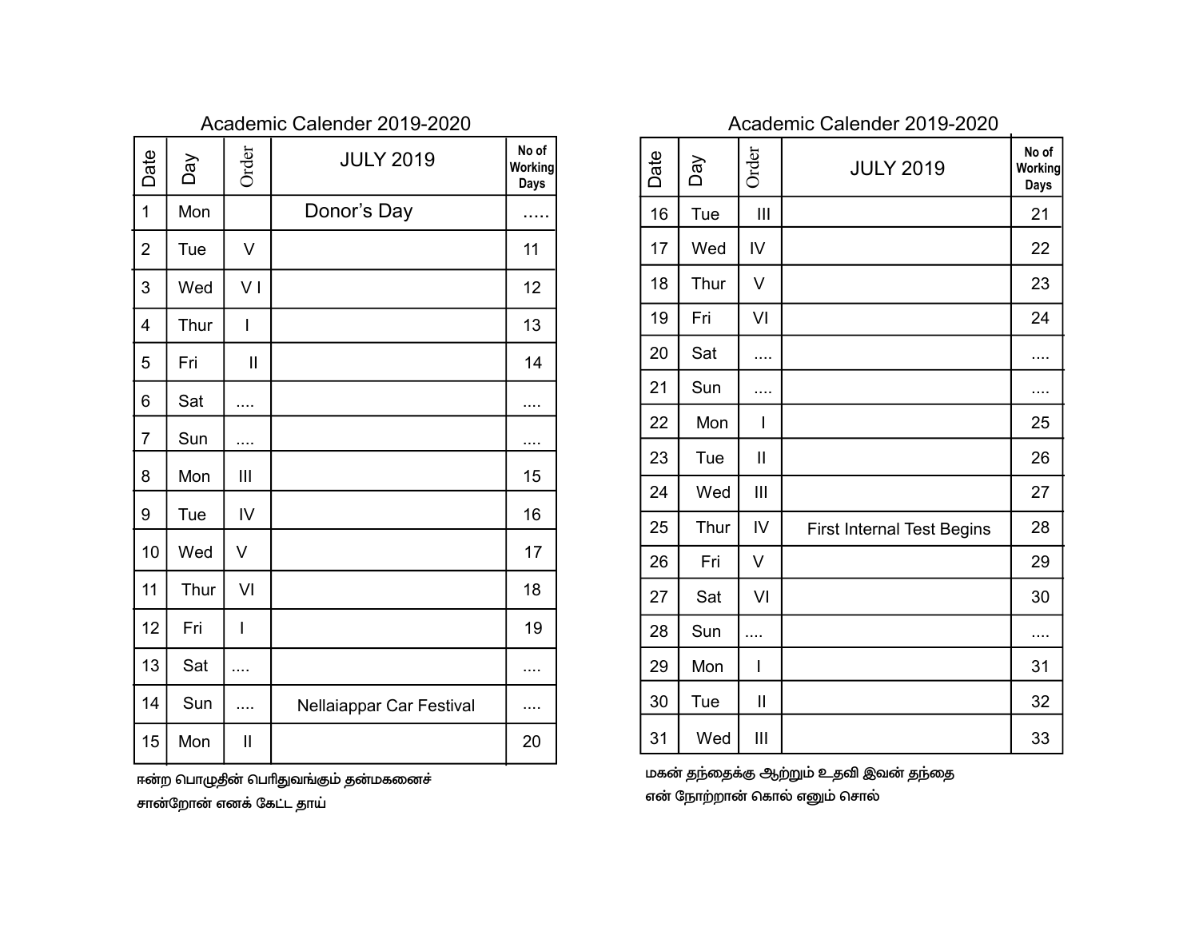## Academic Calender 2019-2020

| Date | Day | Order | JULY 2019 | No of Working Days |
|---|---|---|---|---|
| 1 | Mon | | Donor's Day | ..... |
| 2 | Tue | V | | 11 |
| 3 | Wed | V I | | 12 |
| 4 | Thur | I | | 13 |
| 5 | Fri | II | | 14 |
| 6 | Sat | .... | | .... |
| 7 | Sun | .... | | .... |
| 8 | Mon | III | | 15 |
| 9 | Tue | IV | | 16 |
| 10 | Wed | V | | 17 |
| 11 | Thur | VI | | 18 |
| 12 | Fri | I | | 19 |
| 13 | Sat | .... | | .... |
| 14 | Sun | .... | Nellaiappar Car Festival | .... |
| 15 | Mon | II | | 20 |

ஈன்ற பொழுதின் பெரிதுவங்கும் தன்மகனைச்
சான்றோன் எனக் கேட்ட தாய்

## Academic Calender 2019-2020

| Date | Day | Order | JULY 2019 | No of Working Days |
|---|---|---|---|---|
| 16 | Tue | III | | 21 |
| 17 | Wed | IV | | 22 |
| 18 | Thur | V | | 23 |
| 19 | Fri | VI | | 24 |
| 20 | Sat | .... | | .... |
| 21 | Sun | .... | | .... |
| 22 | Mon | I | | 25 |
| 23 | Tue | II | | 26 |
| 24 | Wed | III | | 27 |
| 25 | Thur | IV | First Internal Test Begins | 28 |
| 26 | Fri | V | | 29 |
| 27 | Sat | VI | | 30 |
| 28 | Sun | .... | | .... |
| 29 | Mon | I | | 31 |
| 30 | Tue | II | | 32 |
| 31 | Wed | III | | 33 |

மகன் தந்தைக்கு ஆற்றும் உதவி இவன் தந்தை
என் நோற்றான் கொல் எனும் சொல்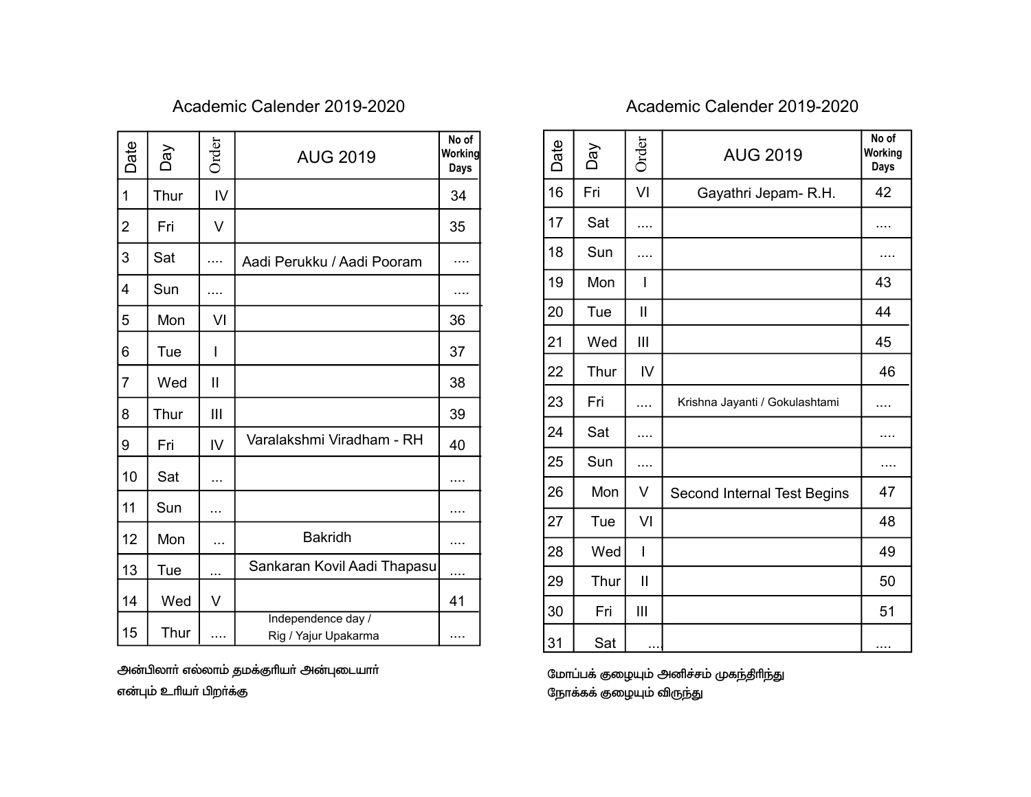## Academic Calender 2019-2020

| Date | Day | Order | AUG 2019 | No of Working Days |
|---|---|---|---|---|
| 1 | Thur | IV | | 34 |
| 2 | Fri | V | | 35 |
| 3 | Sat | .... | Aadi Perukku / Aadi Pooram | .... |
| 4 | Sun | .... | | .... |
| 5 | Mon | VI | | 36 |
| 6 | Tue | I | | 37 |
| 7 | Wed | II | | 38 |
| 8 | Thur | III | | 39 |
| 9 | Fri | IV | Varalakshmi Viradham - RH | 40 |
| 10 | Sat | ... | | .... |
| 11 | Sun | ... | | .... |
| 12 | Mon | ... | Bakridh | .... |
| 13 | Tue | ... | Sankaran Kovil Aadi Thapasu | .... |
| 14 | Wed | V | | 41 |
| 15 | Thur | .... | Independence day / Rig / Yajur Upakarma | .... |

அன்பிலார் எல்லாம் தமக்குரியர் அன்புடையார்
என்பும் உரியர் பிறர்க்கு

## Academic Calender 2019-2020

| Date | Day | Order | AUG 2019 | No of Working Days |
|---|---|---|---|---|
| 16 | Fri | VI | Gayathri Jepam- R.H. | 42 |
| 17 | Sat | .... | | .... |
| 18 | Sun | .... | | .... |
| 19 | Mon | I | | 43 |
| 20 | Tue | II | | 44 |
| 21 | Wed | III | | 45 |
| 22 | Thur | IV | | 46 |
| 23 | Fri | .... | Krishna Jayanti / Gokulashtami | .... |
| 24 | Sat | .... | | .... |
| 25 | Sun | .... | | .... |
| 26 | Mon | V | Second Internal Test Begins | 47 |
| 27 | Tue | VI | | 48 |
| 28 | Wed | I | | 49 |
| 29 | Thur | II | | 50 |
| 30 | Fri | III | | 51 |
| 31 | Sat | ... | | .... |

மோப்பக் குழையும் அனிச்சம் முகந்திரிந்து
நோக்கக் குழையும் விருந்து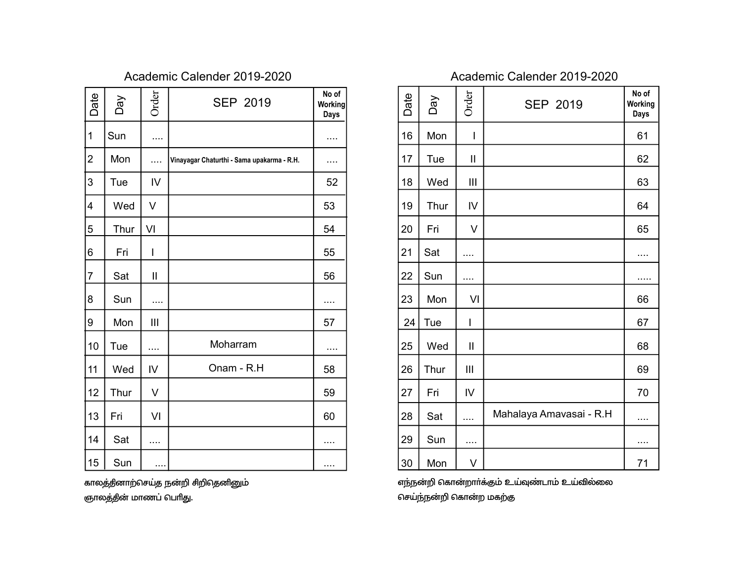## Academic Calender 2019-2020

| Date | Day | Order | SEP 2019 | No of Working Days |
|---|---|---|---|---|
| 1 | Sun | .... | | .... |
| 2 | Mon | .... | Vinayagar Chaturthi - Sama upakarma - R.H. | .... |
| 3 | Tue | IV | | 52 |
| 4 | Wed | V | | 53 |
| 5 | Thur | VI | | 54 |
| 6 | Fri | I | | 55 |
| 7 | Sat | II | | 56 |
| 8 | Sun | .... | | .... |
| 9 | Mon | III | | 57 |
| 10 | Tue | .... | Moharram | .... |
| 11 | Wed | IV | Onam - R.H | 58 |
| 12 | Thur | V | | 59 |
| 13 | Fri | VI | | 60 |
| 14 | Sat | .... | | .... |
| 15 | Sun | .... | | .... |

காலத்தினாற்செய்த நன்றி சிறிதெனினும்
ஞாலத்தின் மாணப் பெரிது.

## Academic Calender 2019-2020

| Date | Day | Order | SEP 2019 | No of Working Days |
|---|---|---|---|---|
| 16 | Mon | I | | 61 |
| 17 | Tue | II | | 62 |
| 18 | Wed | III | | 63 |
| 19 | Thur | IV | | 64 |
| 20 | Fri | V | | 65 |
| 21 | Sat | .... | | .... |
| 22 | Sun | .... | | ..... |
| 23 | Mon | VI | | 66 |
| 24 | Tue | I | | 67 |
| 25 | Wed | II | | 68 |
| 26 | Thur | III | | 69 |
| 27 | Fri | IV | | 70 |
| 28 | Sat | .... | Mahalaya Amavasai - R.H | .... |
| 29 | Sun | .... | | .... |
| 30 | Mon | V | | 71 |

எந்நன்றி கொன்றார்க்கும் உய்வுண்டாம் உய்வில்லை
செய்ந்நன்றி கொன்ற மகற்கு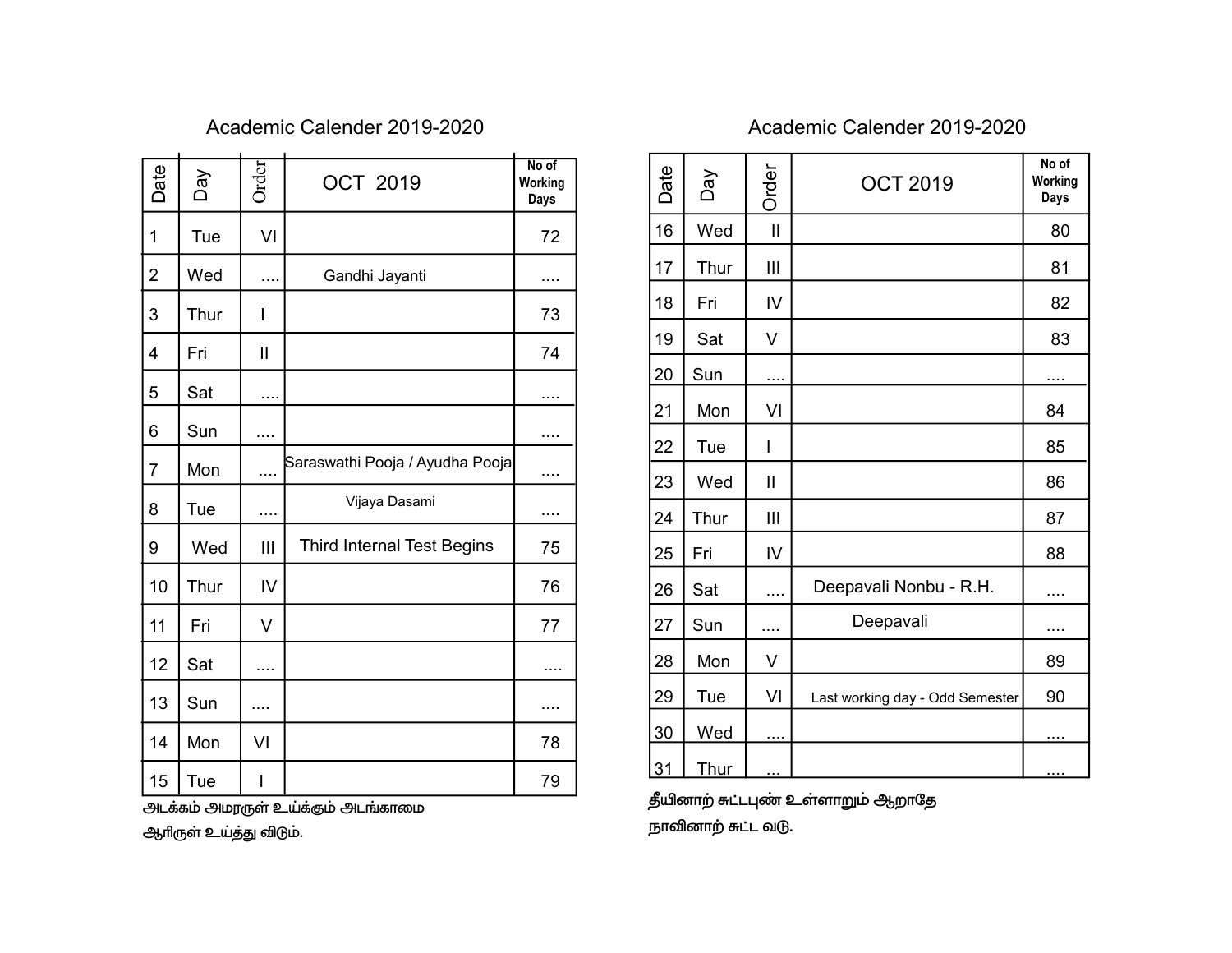## Academic Calender 2019-2020

| Date | Day | Order | OCT 2019 | No of Working Days |
|---|---|---|---|---|
| 1 | Tue | VI | | 72 |
| 2 | Wed | .... | Gandhi Jayanti | .... |
| 3 | Thur | I | | 73 |
| 4 | Fri | II | | 74 |
| 5 | Sat | .... | | .... |
| 6 | Sun | .... | | .... |
| 7 | Mon | .... | Saraswathi Pooja / Ayudha Pooja | .... |
| 8 | Tue | .... | Vijaya Dasami | .... |
| 9 | Wed | III | Third Internal Test Begins | 75 |
| 10 | Thur | IV | | 76 |
| 11 | Fri | V | | 77 |
| 12 | Sat | .... | | .... |
| 13 | Sun | .... | | .... |
| 14 | Mon | VI | | 78 |
| 15 | Tue | I | | 79 |

அடக்கம் அமரருள் உய்க்கும் அடங்காமை
ஆரிருள் உய்த்து விடும்.

## Academic Calender 2019-2020

| Date | Day | Order | OCT 2019 | No of Working Days |
|---|---|---|---|---|
| 16 | Wed | II | | 80 |
| 17 | Thur | III | | 81 |
| 18 | Fri | IV | | 82 |
| 19 | Sat | V | | 83 |
| 20 | Sun | .... | | .... |
| 21 | Mon | VI | | 84 |
| 22 | Tue | I | | 85 |
| 23 | Wed | II | | 86 |
| 24 | Thur | III | | 87 |
| 25 | Fri | IV | | 88 |
| 26 | Sat | .... | Deepavali Nonbu - R.H. | .... |
| 27 | Sun | .... | Deepavali | .... |
| 28 | Mon | V | | 89 |
| 29 | Tue | VI | Last working day - Odd Semester | 90 |
| 30 | Wed | .... | | .... |
| 31 | Thur | ... | | .... |

தீயினாற் சுட்டபுண் உள்ளாறும் ஆறாதே
நாவினாற் சுட்ட வடு.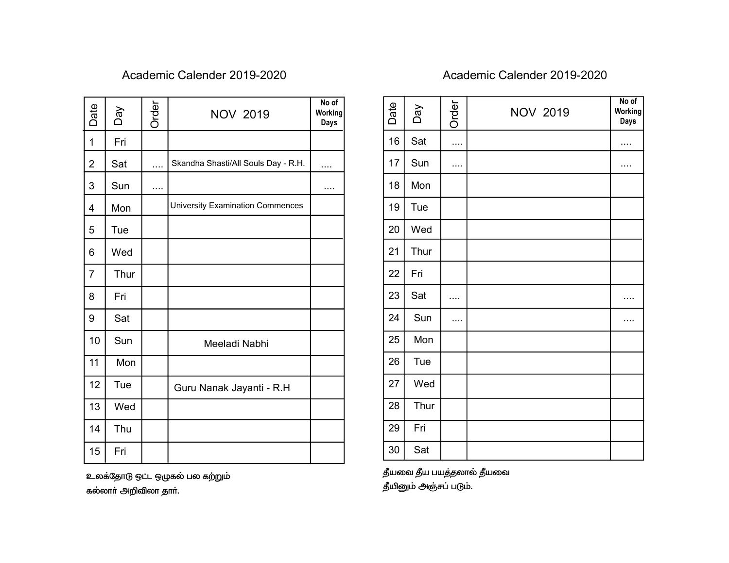## Academic Calender 2019-2020

| Date | Day | Order | NOV 2019 | No of Working Days |
|---|---|---|---|---|
| 1 | Fri | | | |
| 2 | Sat | .... | Skandha Shasti/All Souls Day - R.H. | .... |
| 3 | Sun | .... | | .... |
| 4 | Mon | | University Examination Commences | |
| 5 | Tue | | | |
| 6 | Wed | | | |
| 7 | Thur | | | |
| 8 | Fri | | | |
| 9 | Sat | | | |
| 10 | Sun | | Meeladi Nabhi | |
| 11 | Mon | | | |
| 12 | Tue | | Guru Nanak Jayanti - R.H | |
| 13 | Wed | | | |
| 14 | Thu | | | |
| 15 | Fri | | | |

உலகத்தோடு ஒட்ட ஒழுகல் பல கற்றும்
கல்லார் அறிவிலா தார்.

## Academic Calender 2019-2020

| Date | Day | Order | NOV 2019 | No of Working Days |
|---|---|---|---|---|
| 16 | Sat | .... | | .... |
| 17 | Sun | .... | | .... |
| 18 | Mon | | | |
| 19 | Tue | | | |
| 20 | Wed | | | |
| 21 | Thur | | | |
| 22 | Fri | | | |
| 23 | Sat | .... | | .... |
| 24 | Sun | .... | | .... |
| 25 | Mon | | | |
| 26 | Tue | | | |
| 27 | Wed | | | |
| 28 | Thur | | | |
| 29 | Fri | | | |
| 30 | Sat | | | |

தீயவை தீய பயத்தலால் தீயவை
தீயினும் அஞ்சப் படும்.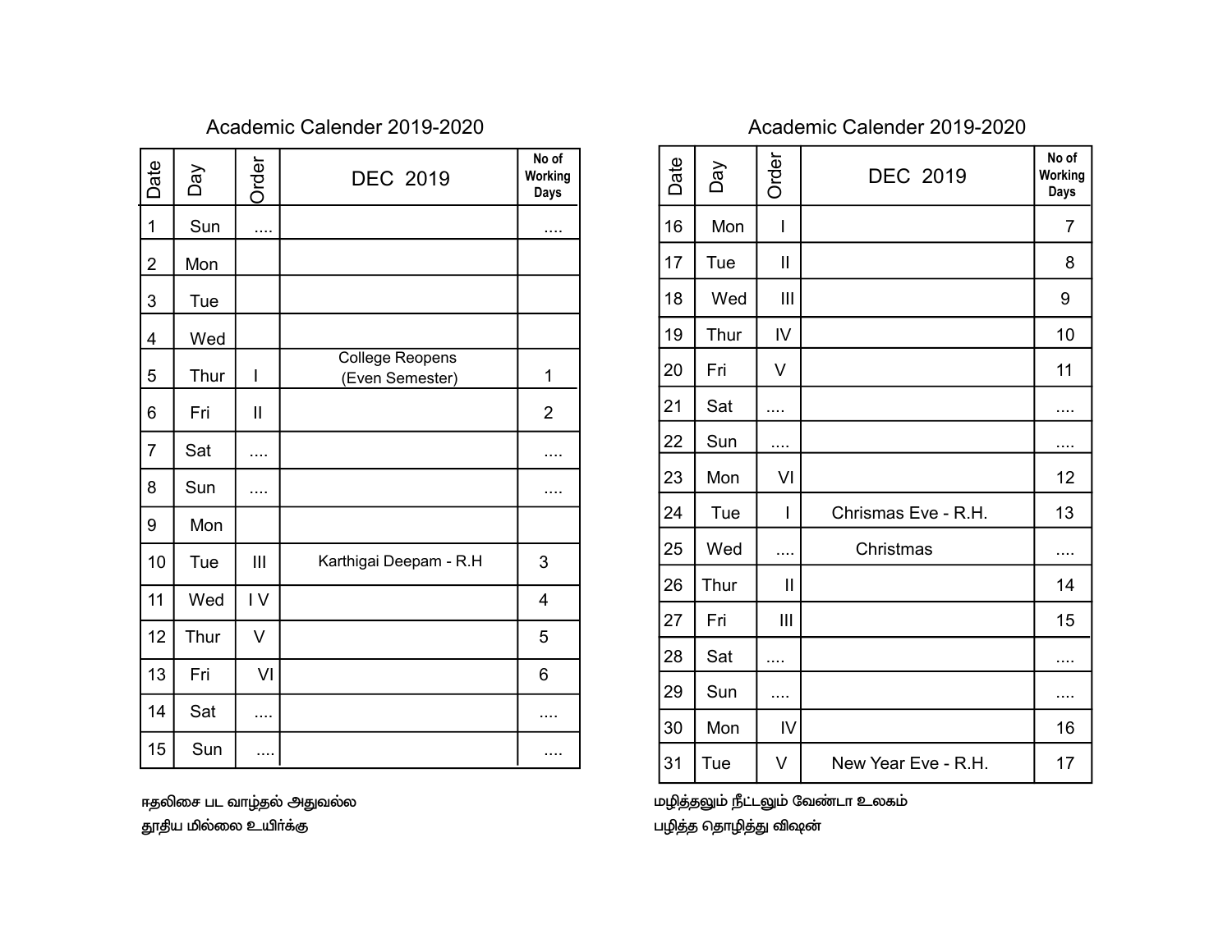## Academic Calender 2019-2020

| Date | Day | Order | DEC 2019 | No of Working Days |
|---|---|---|---|---|
| 1 | Sun | .... | | .... |
| 2 | Mon | | | |
| 3 | Tue | | | |
| 4 | Wed | | | |
| 5 | Thur | I | College Reopens (Even Semester) | 1 |
| 6 | Fri | II | | 2 |
| 7 | Sat | .... | | .... |
| 8 | Sun | .... | | .... |
| 9 | Mon | | | |
| 10 | Tue | III | Karthigai Deepam - R.H | 3 |
| 11 | Wed | I V | | 4 |
| 12 | Thur | V | | 5 |
| 13 | Fri | VI | | 6 |
| 14 | Sat | .... | | .... |
| 15 | Sun | .... | | .... |

ஈதலிசை பட வாழ்தல் அதுவல்ல
தூதிய மில்லை உயிர்க்கு

## Academic Calender 2019-2020

| Date | Day | Order | DEC 2019 | No of Working Days |
|---|---|---|---|---|
| 16 | Mon | I | | 7 |
| 17 | Tue | II | | 8 |
| 18 | Wed | III | | 9 |
| 19 | Thur | IV | | 10 |
| 20 | Fri | V | | 11 |
| 21 | Sat | .... | | .... |
| 22 | Sun | .... | | .... |
| 23 | Mon | VI | | 12 |
| 24 | Tue | I | Chrismas Eve - R.H. | 13 |
| 25 | Wed | .... | Christmas | .... |
| 26 | Thur | II | | 14 |
| 27 | Fri | III | | 15 |
| 28 | Sat | .... | | .... |
| 29 | Sun | .... | | .... |
| 30 | Mon | IV | | 16 |
| 31 | Tue | V | New Year Eve - R.H. | 17 |

மழித்தலும் நீட்டலும் வேண்டா உலகம்
பழித்த தொழித்து விஷன்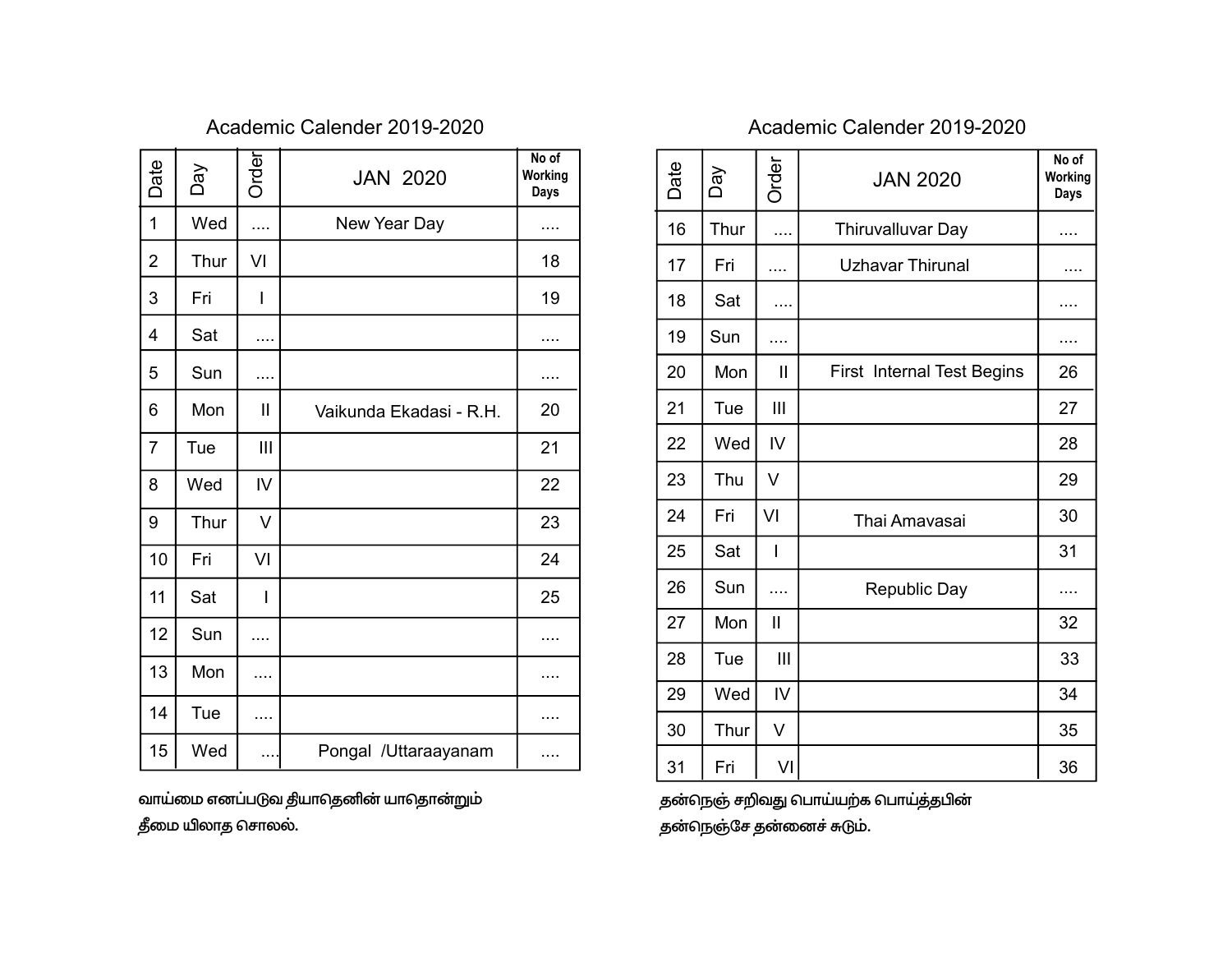## Academic Calender 2019-2020

| Date | Day | Order | JAN 2020 | No of Working Days |
|---|---|---|---|---|
| 1 | Wed | .... | New Year Day | .... |
| 2 | Thur | VI | | 18 |
| 3 | Fri | I | | 19 |
| 4 | Sat | .... | | .... |
| 5 | Sun | .... | | .... |
| 6 | Mon | II | Vaikunda Ekadasi - R.H. | 20 |
| 7 | Tue | III | | 21 |
| 8 | Wed | IV | | 22 |
| 9 | Thur | V | | 23 |
| 10 | Fri | VI | | 24 |
| 11 | Sat | I | | 25 |
| 12 | Sun | .... | | .... |
| 13 | Mon | .... | | .... |
| 14 | Tue | .... | | .... |
| 15 | Wed | .... | Pongal /Uttaraayanam | .... |

வாய்மை எனப்படுவ தியாதெனின் யாதொன்றும்
தீமை யிலாத சொலல்.

## Academic Calender 2019-2020

| Date | Day | Order | JAN 2020 | No of Working Days |
|---|---|---|---|---|
| 16 | Thur | .... | Thiruvalluvar Day | .... |
| 17 | Fri | .... | Uzhavar Thirunal | .... |
| 18 | Sat | .... | | .... |
| 19 | Sun | .... | | .... |
| 20 | Mon | II | First Internal Test Begins | 26 |
| 21 | Tue | III | | 27 |
| 22 | Wed | IV | | 28 |
| 23 | Thu | V | | 29 |
| 24 | Fri | VI | Thai Amavasai | 30 |
| 25 | Sat | I | | 31 |
| 26 | Sun | .... | Republic Day | .... |
| 27 | Mon | II | | 32 |
| 28 | Tue | III | | 33 |
| 29 | Wed | IV | | 34 |
| 30 | Thur | V | | 35 |
| 31 | Fri | VI | | 36 |

தன்நெஞ் சறிவது பொய்யற்க பொய்த்தபின்
தன்நெஞ்சே தன்னைச் சுடும்.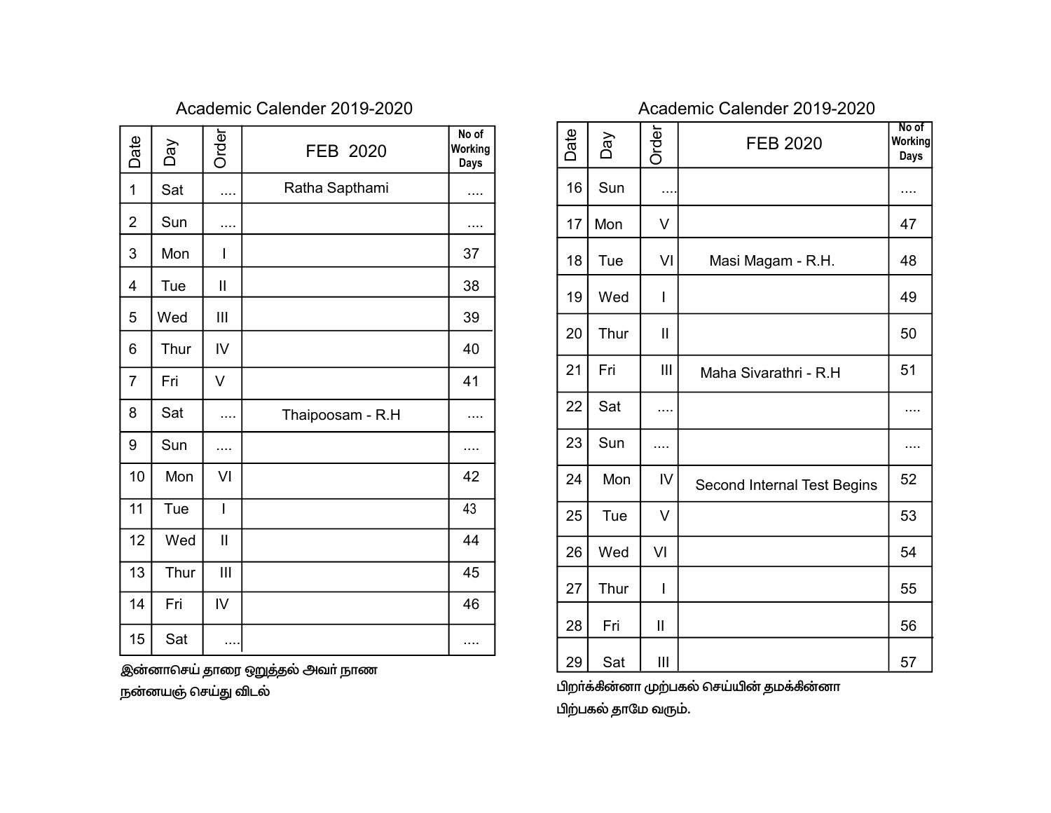## Academic Calender 2019-2020

| Date | Day | Order | FEB 2020 | No of Working Days |
|---|---|---|---|---|
| 1 | Sat | .... | Ratha Sapthami | .... |
| 2 | Sun | .... | | .... |
| 3 | Mon | I | | 37 |
| 4 | Tue | II | | 38 |
| 5 | Wed | III | | 39 |
| 6 | Thur | IV | | 40 |
| 7 | Fri | V | | 41 |
| 8 | Sat | .... | Thaipoosam - R.H | .... |
| 9 | Sun | .... | | .... |
| 10 | Mon | VI | | 42 |
| 11 | Tue | I | | 43 |
| 12 | Wed | II | | 44 |
| 13 | Thur | III | | 45 |
| 14 | Fri | IV | | 46 |
| 15 | Sat | .... | | .... |

இன்னாசெய் தாரை ஒறுத்தல் அவர் நாண
நன்னயஞ் செய்து விடல்

## Academic Calender 2019-2020

| Date | Day | Order | FEB 2020 | No of Working Days |
|---|---|---|---|---|
| 16 | Sun | .... | | .... |
| 17 | Mon | V | | 47 |
| 18 | Tue | VI | Masi Magam - R.H. | 48 |
| 19 | Wed | I | | 49 |
| 20 | Thur | II | | 50 |
| 21 | Fri | III | Maha Sivarathri - R.H | 51 |
| 22 | Sat | .... | | .... |
| 23 | Sun | .... | | .... |
| 24 | Mon | IV | Second Internal Test Begins | 52 |
| 25 | Tue | V | | 53 |
| 26 | Wed | VI | | 54 |
| 27 | Thur | I | | 55 |
| 28 | Fri | II | | 56 |
| 29 | Sat | III | | 57 |

பிறர்க்கின்னா முற்பகல் செய்யின் தமக்கின்னா
பிற்பகல் தாமே வரும்.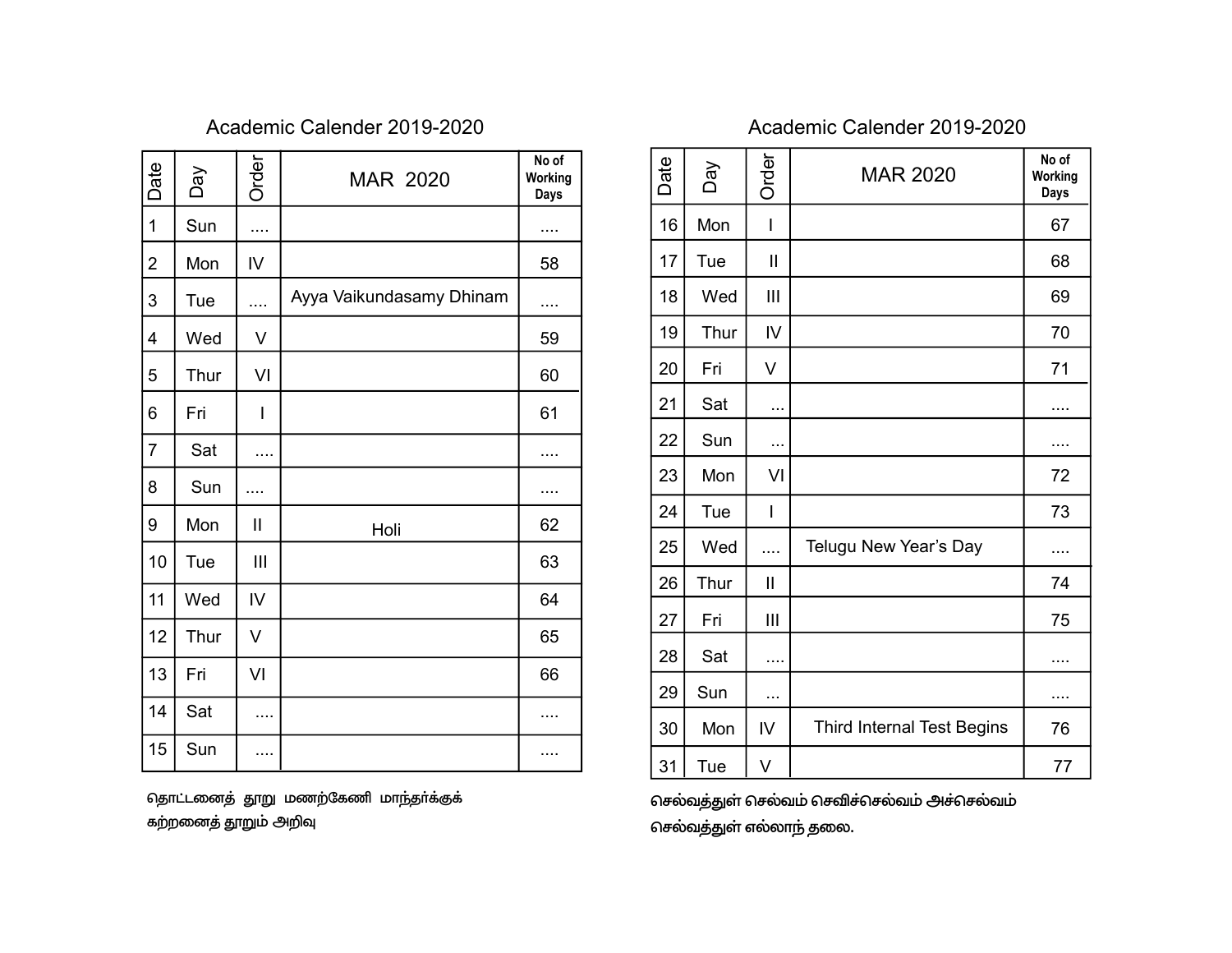## Academic Calender 2019-2020

| Date | Day | Order | MAR 2020 | No of Working Days |
|---|---|---|---|---|
| 1 | Sun | .... | | .... |
| 2 | Mon | IV | | 58 |
| 3 | Tue | .... | Ayya Vaikundasamy Dhinam | .... |
| 4 | Wed | V | | 59 |
| 5 | Thur | VI | | 60 |
| 6 | Fri | I | | 61 |
| 7 | Sat | .... | | .... |
| 8 | Sun | .... | | .... |
| 9 | Mon | II | Holi | 62 |
| 10 | Tue | III | | 63 |
| 11 | Wed | IV | | 64 |
| 12 | Thur | V | | 65 |
| 13 | Fri | VI | | 66 |
| 14 | Sat | .... | | .... |
| 15 | Sun | .... | | .... |

தொட்டனைத் தூறு மணற்கேணி மாந்தர்க்குக்
கற்றனைத் தூறும் அறிவு

## Academic Calender 2019-2020

| Date | Day | Order | MAR 2020 | No of Working Days |
|---|---|---|---|---|
| 16 | Mon | I | | 67 |
| 17 | Tue | II | | 68 |
| 18 | Wed | III | | 69 |
| 19 | Thur | IV | | 70 |
| 20 | Fri | V | | 71 |
| 21 | Sat | ... | | .... |
| 22 | Sun | ... | | .... |
| 23 | Mon | VI | | 72 |
| 24 | Tue | I | | 73 |
| 25 | Wed | .... | Telugu New Year's Day | .... |
| 26 | Thur | II | | 74 |
| 27 | Fri | III | | 75 |
| 28 | Sat | .... | | .... |
| 29 | Sun | ... | | .... |
| 30 | Mon | IV | Third Internal Test Begins | 76 |
| 31 | Tue | V | | 77 |

செல்வத்துள் செல்வம் செவிச்செல்வம் அச்செல்வம்
செல்வத்துள் எல்லாந் தலை.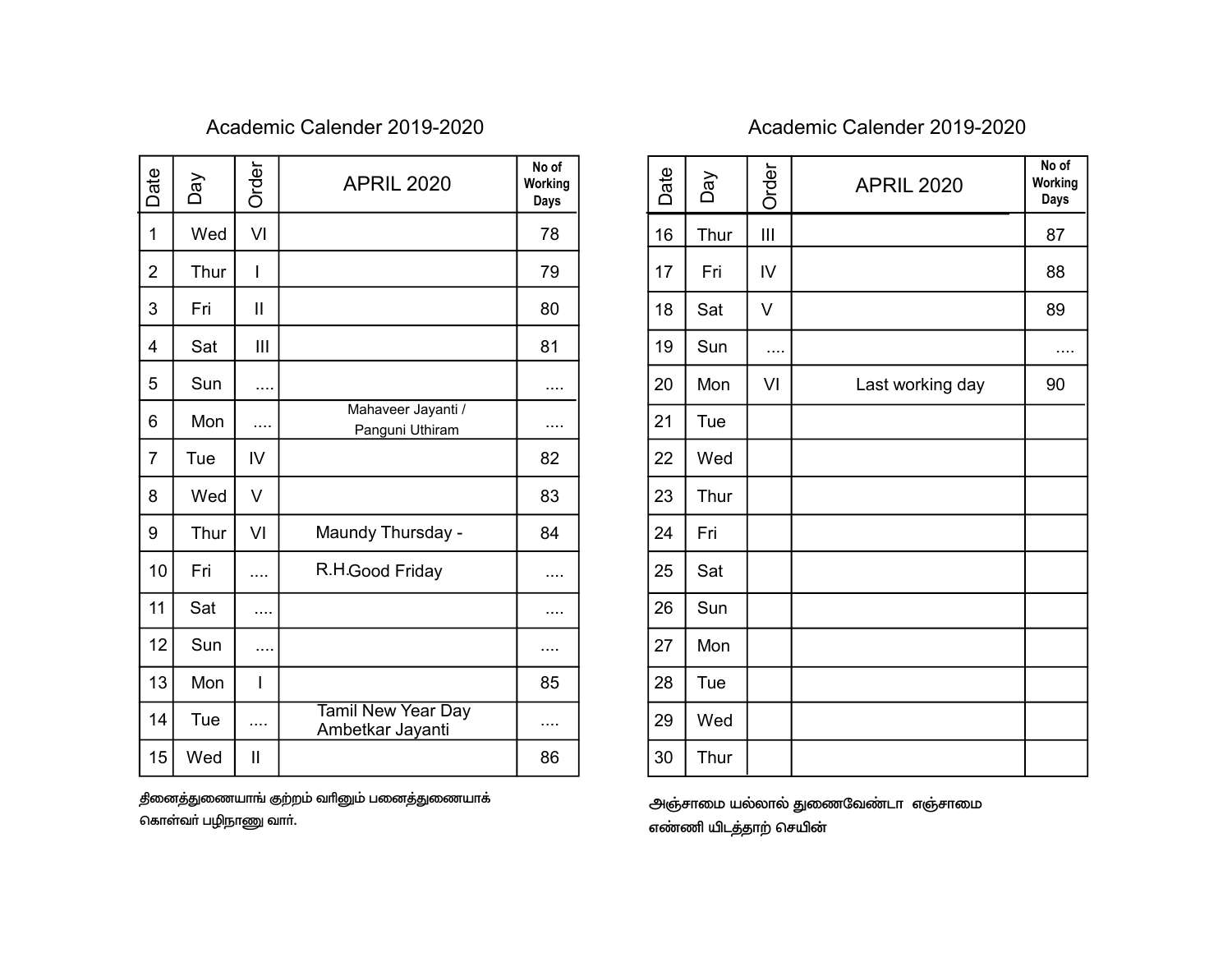## Academic Calender 2019-2020

| Date | Day | Order | APRIL 2020 | No of Working Days |
|---|---|---|---|---|
| 1 | Wed | VI | | 78 |
| 2 | Thur | I | | 79 |
| 3 | Fri | II | | 80 |
| 4 | Sat | III | | 81 |
| 5 | Sun | .... | | .... |
| 6 | Mon | .... | Mahaveer Jayanti / Panguni Uthiram | .... |
| 7 | Tue | IV | | 82 |
| 8 | Wed | V | | 83 |
| 9 | Thur | VI | Maundy Thursday - | 84 |
| 10 | Fri | .... | R.H.Good Friday | .... |
| 11 | Sat | .... | | .... |
| 12 | Sun | .... | | .... |
| 13 | Mon | I | | 85 |
| 14 | Tue | .... | Tamil New Year Day Ambetkar Jayanti | .... |
| 15 | Wed | II | | 86 |

தினைத்துணையாங் குற்றம் வரினும் பனைத்துணையாக்
கொள்வர் பழிநாணு வார்.

## Academic Calender 2019-2020

| Date | Day | Order | APRIL 2020 | No of Working Days |
|---|---|---|---|---|
| 16 | Thur | III | | 87 |
| 17 | Fri | IV | | 88 |
| 18 | Sat | V | | 89 |
| 19 | Sun | .... | | .... |
| 20 | Mon | VI | Last working day | 90 |
| 21 | Tue | | | |
| 22 | Wed | | | |
| 23 | Thur | | | |
| 24 | Fri | | | |
| 25 | Sat | | | |
| 26 | Sun | | | |
| 27 | Mon | | | |
| 28 | Tue | | | |
| 29 | Wed | | | |
| 30 | Thur | | | |

அஞ்சாமை யல்லால் துணைவேண்டா எஞ்சாமை
எண்ணி யிடத்தாற் செயின்